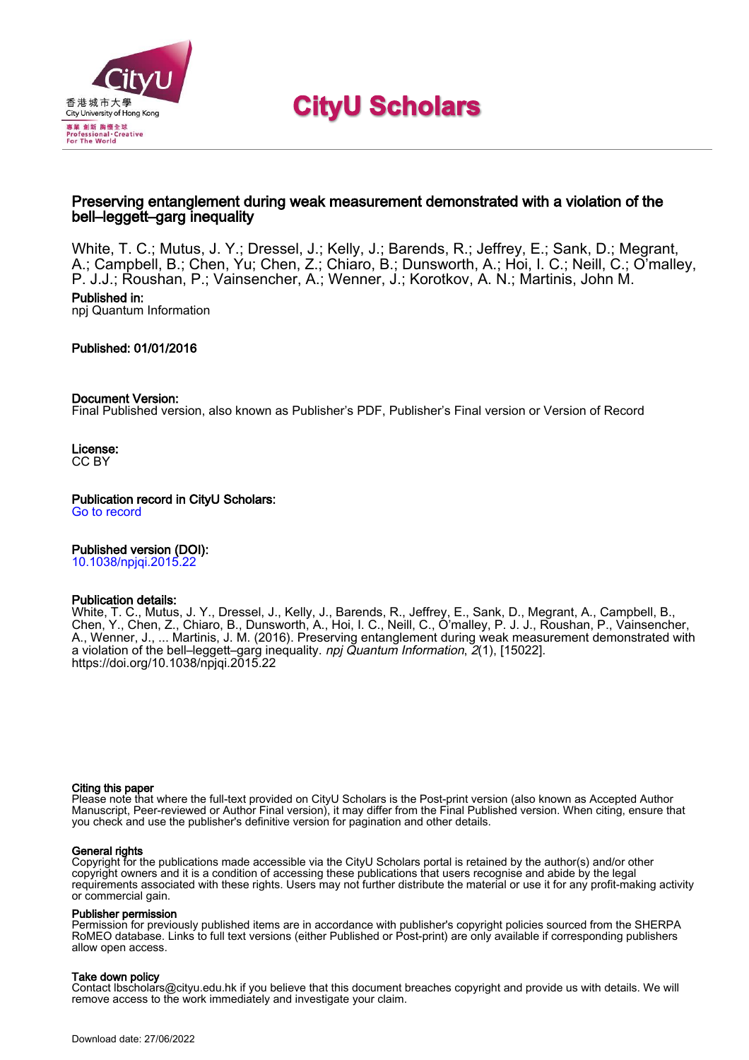# CityU Scholars

## Preserving entanglement during weak measurement demonstrated with a violation of the bell–leggett–garg inequality

White, T. C.; Mutus, J. Y.; Dressel, J.; Kelly, J.; Barends, R.; Jeffrey, E.; Sank, D.; Megrant, A.; Campbell, B.; Chen, Yu; Chen, Z.; Chiaro, B.; Dunsworth, A.; Hoi, I. C.; Neill, C.; O'malley, P. J.J.; Roushan, P.; Vainsencher, A.; Wenner, J.; Korotkov, A. N.; Martinis, John M.

**Published in:**
npj Quantum Information

**Published: 01/01/2016**

**Document Version:**
Final Published version, also known as Publisher's PDF, Publisher's Final version or Version of Record

**License:**
CC BY

**Publication record in CityU Scholars:**
Go to record

**Published version (DOI):**
10.1038/npjqi.2015.22

**Publication details:**
White, T. C., Mutus, J. Y., Dressel, J., Kelly, J., Barends, R., Jeffrey, E., Sank, D., Megrant, A., Campbell, B., Chen, Y., Chen, Z., Chiaro, B., Dunsworth, A., Hoi, I. C., Neill, C., O'malley, P. J. J., Roushan, P., Vainsencher, A., Wenner, J., ... Martinis, J. M. (2016). Preserving entanglement during weak measurement demonstrated with a violation of the bell–leggett–garg inequality. *npj Quantum Information*, *2*(1), [15022]. https://doi.org/10.1038/npjqi.2015.22

**Citing this paper**
Please note that where the full-text provided on CityU Scholars is the Post-print version (also known as Accepted Author Manuscript, Peer-reviewed or Author Final version), it may differ from the Final Published version. When citing, ensure that you check and use the publisher's definitive version for pagination and other details.

**General rights**
Copyright for the publications made accessible via the CityU Scholars portal is retained by the author(s) and/or other copyright owners and it is a condition of accessing these publications that users recognise and abide by the legal requirements associated with these rights. Users may not further distribute the material or use it for any profit-making activity or commercial gain.

**Publisher permission**
Permission for previously published items are in accordance with publisher's copyright policies sourced from the SHERPA RoMEO database. Links to full text versions (either Published or Post-print) are only available if corresponding publishers allow open access.

**Take down policy**
Contact lbscholars@cityu.edu.hk if you believe that this document breaches copyright and provide us with details. We will remove access to the work immediately and investigate your claim.

Download date: 27/06/2022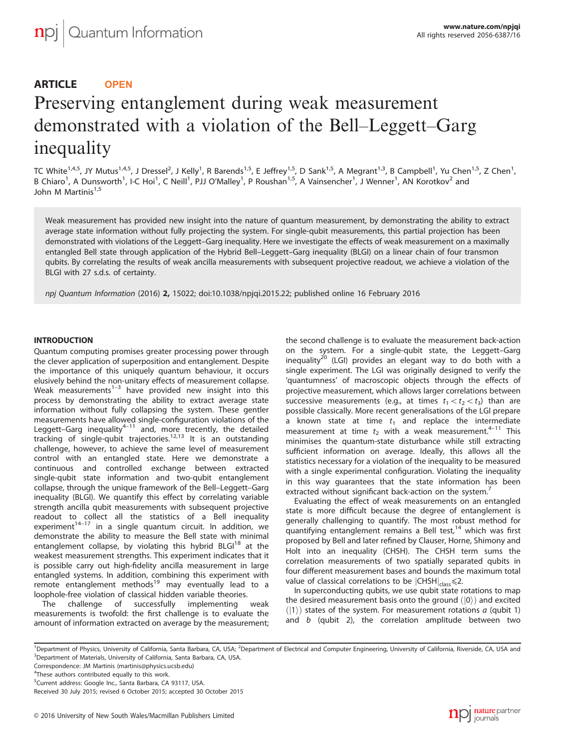# Preserving entanglement during weak measurement demonstrated with a violation of the Bell–Leggett–Garg inequality

TC White[1,4,5], JY Mutus[1,4,5], J Dressel[2], J Kelly[1], R Barends[1,5], E Jeffrey[1,5], D Sank[1,5], A Megrant[1,3], B Campbell[1], Yu Chen[1,5], Z Chen[1], B Chiaro[1], A Dunsworth[1], I-C Hoi[1], C Neill[1], PJJ O'Malley[1], P Roushan[1,5], A Vainsencher[1], J Wenner[1], AN Korotkov[2] and John M Martinis[1,5]

Weak measurement has provided new insight into the nature of quantum measurement, by demonstrating the ability to extract average state information without fully projecting the system. For single-qubit measurements, this partial projection has been demonstrated with violations of the Leggett–Garg inequality. Here we investigate the effects of weak measurement on a maximally entangled Bell state through application of the Hybrid Bell–Leggett–Garg inequality (BLGI) on a linear chain of four transmon qubits. By correlating the results of weak ancilla measurements with subsequent projective readout, we achieve a violation of the BLGI with 27 s.d.s. of certainty.

*npj Quantum Information* (2016) **2**, 15022; doi:10.1038/npjqi.2015.22; published online 16 February 2016

## INTRODUCTION

Quantum computing promises greater processing power through the clever application of superposition and entanglement. Despite the importance of this uniquely quantum behaviour, it occurs elusively behind the non-unitary effects of measurement collapse. Weak measurements[1–3] have provided new insight into this process by demonstrating the ability to extract average state information without fully collapsing the system. These gentler measurements have allowed single-configuration violations of the Leggett–Garg inequality[4–11] and, more trecently, the detailed tracking of single-qubit trajectories.[12,13] It is an outstanding challenge, however, to achieve the same level of measurement control with an entangled state. Here we demonstrate a continuous and controlled exchange between extracted single-qubit state information and two-qubit entanglement collapse, through the unique framework of the Bell–Leggett–Garg inequality (BLGI). We quantify this effect by correlating variable strength ancilla qubit measurements with subsequent projective readout to collect all the statistics of a Bell inequality experiment[14–17] in a single quantum circuit. In addition, we demonstrate the ability to measure the Bell state with minimal entanglement collapse, by violating this hybrid BLGI[18] at the weakest measurement strengths. This experiment indicates that it is possible carry out high-fidelity ancilla measurement in large entangled systems. In addition, combining this experiment with remote entanglement methods[19] may eventually lead to a loophole-free violation of classical hidden variable theories.

The challenge of successfully implementing weak measurements is twofold: the first challenge is to evaluate the amount of information extracted on average by the measurement; the second challenge is to evaluate the measurement back-action on the system. For a single-qubit state, the Leggett–Garg inequality[20] (LGI) provides an elegant way to do both with a single experiment. The LGI was originally designed to verify the 'quantumness' of macroscopic objects through the effects of projective measurement, which allows larger correlations between successive measurements (e.g., at times $t_1 < t_2 < t_3$) than are possible classically. More recent generalisations of the LGI prepare a known state at time $t_1$ and replace the intermediate measurement at time $t_2$ with a weak measurement.[4–11] This minimises the quantum-state disturbance while still extracting sufficient information on average. Ideally, this allows all the statistics necessary for a violation of the inequality to be measured with a single experimental configuration. Violating the inequality in this way guarantees that the state information has been extracted without significant back-action on the system.[7]

Evaluating the effect of weak measurements on an entangled state is more difficult because the degree of entanglement is generally challenging to quantify. The most robust method for quantifying entanglement remains a Bell test,[14] which was first proposed by Bell and later refined by Clauser, Horne, Shimony and Holt into an inequality (CHSH). The CHSH term sums the correlation measurements of two spatially separated qubits in four different measurement bases and bounds the maximum total value of classical correlations to be $|\text{CHSH}|_{\text{class}} \leqslant 2$.

In superconducting qubits, we use qubit state rotations to map the desired measurement basis onto the ground ($|0\rangle$) and excited ($|1\rangle$) states of the system. For measurement rotations $a$ (qubit 1) and $b$ (qubit 2), the correlation amplitude between two

[1]Department of Physics, University of California, Santa Barbara, CA, USA; [2]Department of Electrical and Computer Engineering, University of California, Riverside, CA, USA and [3]Department of Materials, University of California, Santa Barbara, CA, USA.
Correspondence: JM Martinis (martinis@physics.ucsb.edu)
[4]These authors contributed equally to this work.
[5]Current address: Google Inc., Santa Barbara, CA 93117, USA.
Received 30 July 2015; revised 6 October 2015; accepted 30 October 2015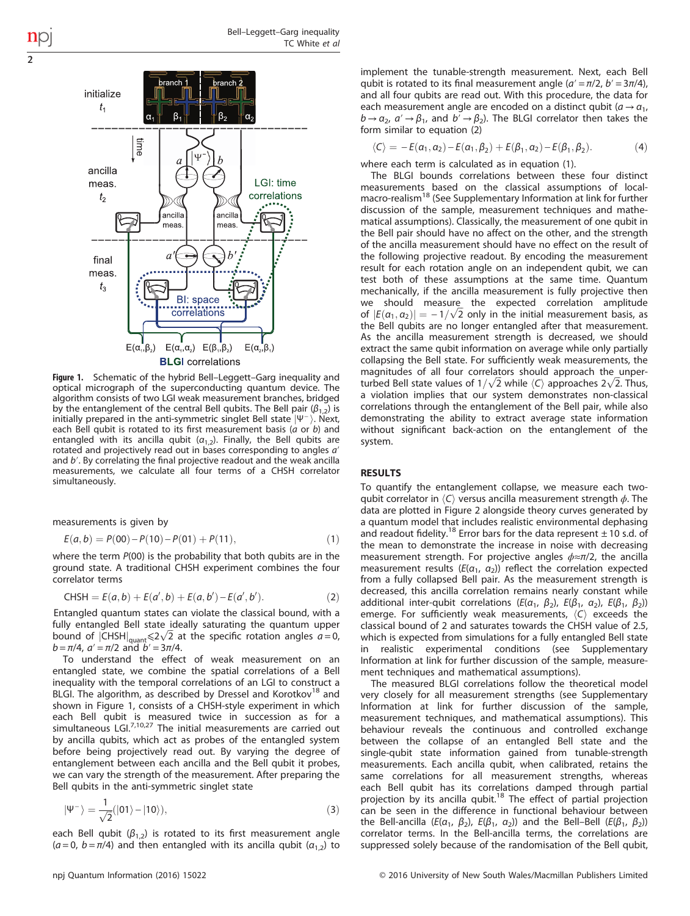**Figure 1.** Schematic of the hybrid Bell–Leggett–Garg inequality and optical micrograph of the superconducting quantum device. The algorithm consists of two LGI weak measurement branches, bridged by the entanglement of the central Bell qubits. The Bell pair ($\beta_{1,2}$) is initially prepared in the anti-symmetric singlet Bell state $|\Psi^-\rangle$. Next, each Bell qubit is rotated to its first measurement basis ($a$ or $b$) and entangled with its ancilla qubit ($\alpha_{1,2}$). Finally, the Bell qubits are rotated and projectively read out in bases corresponding to angles $a'$ and $b'$. By correlating the final projective readout and the weak ancilla measurements, we calculate all four terms of a CHSH correlator simultaneously.

measurements is given by

$$E(a,b) = P(00) - P(10) - P(01) + P(11), \tag{1}$$

where the term $P(00)$ is the probability that both qubits are in the ground state. A traditional CHSH experiment combines the four correlator terms

$$\text{CHSH} = E(a,b) + E(a',b) + E(a,b') - E(a',b'). \tag{2}$$

Entangled quantum states can violate the classical bound, with a fully entangled Bell state ideally saturating the quantum upper bound of $|\text{CHSH}|_{\text{quant}} \leqslant 2\sqrt{2}$ at the specific rotation angles $a=0$, $b=\pi/4$, $a'=\pi/2$ and $b'=3\pi/4$.

To understand the effect of weak measurement on an entangled state, we combine the spatial correlations of a Bell inequality with the temporal correlations of an LGI to construct a BLGI. The algorithm, as described by Dressel and Korotkov[18] and shown in Figure 1, consists of a CHSH-style experiment in which each Bell qubit is measured twice in succession as for a simultaneous LGI.[7,10,27] The initial measurements are carried out by ancilla qubits, which act as probes of the entangled system before being projectively read out. By varying the degree of entanglement between each ancilla and the Bell qubit it probes, we can vary the strength of the measurement. After preparing the Bell qubits in the anti-symmetric singlet state

$$|\Psi^-\rangle = \frac{1}{\sqrt{2}}(|01\rangle - |10\rangle), \tag{3}$$

each Bell qubit ($\beta_{1,2}$) is rotated to its first measurement angle ($a=0$, $b=\pi/4$) and then entangled with its ancilla qubit ($\alpha_{1,2}$) to implement the tunable-strength measurement. Next, each Bell qubit is rotated to its final measurement angle ($a'=\pi/2$, $b'=3\pi/4$), and all four qubits are read out. With this procedure, the data for each measurement angle are encoded on a distinct qubit ($a \to \alpha_1$, $b \to \alpha_2$, $a' \to \beta_1$, and $b' \to \beta_2$). The BLGI correlator then takes the form similar to equation (2)

$$\langle C \rangle = -E(\alpha_1,\alpha_2) - E(\alpha_1,\beta_2) + E(\beta_1,\alpha_2) - E(\beta_1,\beta_2). \tag{4}$$

where each term is calculated as in equation (1).

The BLGI bounds correlations between these four distinct measurements based on the classical assumptions of local-macro-realism[18] (See Supplementary Information at link for further discussion of the sample, measurement techniques and mathematical assumptions). Classically, the measurement of one qubit in the Bell pair should have no affect on the other, and the strength of the ancilla measurement should have no effect on the result of the following projective readout. By encoding the measurement result for each rotation angle on an independent qubit, we can test both of these assumptions at the same time. Quantum mechanically, if the ancilla measurement is fully projective then we should measure the expected correlation amplitude of $|E(\alpha_1,\alpha_2)| = -1/\sqrt{2}$ only in the initial measurement basis, as the Bell qubits are no longer entangled after that measurement. As the ancilla measurement strength is decreased, we should extract the same qubit information on average while only partially collapsing the Bell state. For sufficiently weak measurements, the magnitudes of all four correlators should approach the unperturbed Bell state values of $1/\sqrt{2}$ while $\langle C \rangle$ approaches $2\sqrt{2}$. Thus, a violation implies that our system demonstrates non-classical correlations through the entanglement of the Bell pair, while also demonstrating the ability to extract average state information without significant back-action on the entanglement of the system.

## RESULTS

To quantify the entanglement collapse, we measure each two-qubit correlator in $\langle C \rangle$ versus ancilla measurement strength $\phi$. The data are plotted in Figure 2 alongside theory curves generated by a quantum model that includes realistic environmental dephasing and readout fidelity.[18] Error bars for the data represent $\pm 10$ s.d. of the mean to demonstrate the increase in noise with decreasing measurement strength. For projective angles $\phi \approx \pi/2$, the ancilla measurement results ($E(\alpha_1, \alpha_2)$) reflect the correlation expected from a fully collapsed Bell pair. As the measurement strength is decreased, this ancilla correlation remains nearly constant while additional inter-qubit correlations ($E(\alpha_1, \beta_2)$, $E(\beta_1, \alpha_2)$, $E(\beta_1, \beta_2)$) emerge. For sufficiently weak measurements, $\langle C \rangle$ exceeds the classical bound of 2 and saturates towards the CHSH value of 2.5, which is expected from simulations for a fully entangled Bell state in realistic experimental conditions (see Supplementary Information at link for further discussion of the sample, measurement techniques and mathematical assumptions).

The measured BLGI correlations follow the theoretical model very closely for all measurement strengths (see Supplementary Information at link for further discussion of the sample, measurement techniques, and mathematical assumptions). This behaviour reveals the continuous and controlled exchange between the collapse of an entangled Bell state and the single-qubit state information gained from tunable-strength measurements. Each ancilla qubit, when calibrated, retains the same correlations for all measurement strengths, whereas each Bell qubit has its correlations damped through partial projection by its ancilla qubit.[18] The effect of partial projection can be seen in the difference in functional behaviour between the Bell-ancilla ($E(\alpha_1, \beta_2)$, $E(\beta_1, \alpha_2)$) and the Bell–Bell ($E(\beta_1, \beta_2)$) correlator terms. In the Bell-ancilla terms, the correlations are suppressed solely because of the randomisation of the Bell qubit,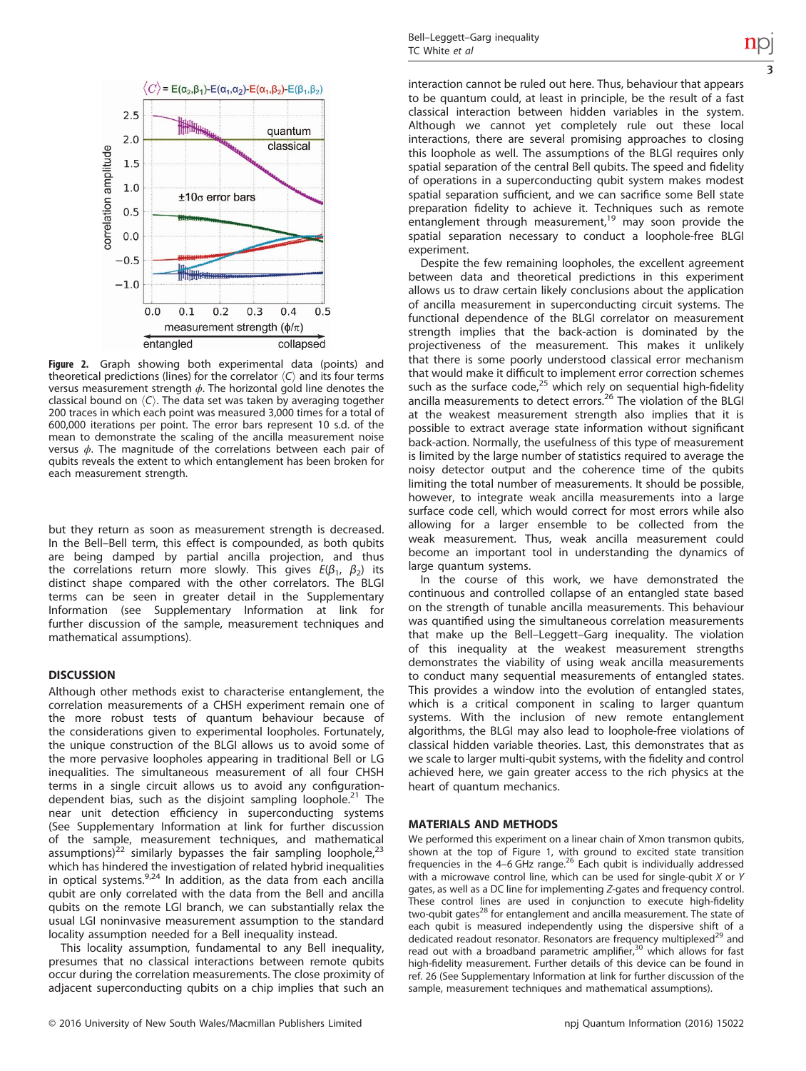$\langle C \rangle = E(\alpha_2,\beta_1)\text{-}E(\alpha_1,\alpha_2)\text{-}E(\alpha_1,\beta_2)\text{-}E(\beta_1,\beta_2)$

correlation amplitude

2.5
2.0
1.5
1.0
0.5
0.0
−0.5
−1.0

quantum
classical

±10σ error bars

0.0 0.1 0.2 0.3 0.4 0.5

measurement strength (ϕ/π)

entangled collapsed

**Figure 2.** Graph showing both experimental data (points) and theoretical predictions (lines) for the correlator $\langle C \rangle$ and its four terms versus measurement strength $\phi$. The horizontal gold line denotes the classical bound on $\langle C \rangle$. The data set was taken by averaging together 200 traces in which each point was measured 3,000 times for a total of 600,000 iterations per point. The error bars represent 10 s.d. of the mean to demonstrate the scaling of the ancilla measurement noise versus $\phi$. The magnitude of the correlations between each pair of qubits reveals the extent to which entanglement has been broken for each measurement strength.

but they return as soon as measurement strength is decreased. In the Bell–Bell term, this effect is compounded, as both qubits are being damped by partial ancilla projection, and thus the correlations return more slowly. This gives $E(\beta_1, \beta_2)$ its distinct shape compared with the other correlators. The BLGI terms can be seen in greater detail in the Supplementary Information (see Supplementary Information at link for further discussion of the sample, measurement techniques and mathematical assumptions).

## DISCUSSION

Although other methods exist to characterise entanglement, the correlation measurements of a CHSH experiment remain one of the more robust tests of quantum behaviour because of the considerations given to experimental loopholes. Fortunately, the unique construction of the BLGI allows us to avoid some of the more pervasive loopholes appearing in traditional Bell or LG inequalities. The simultaneous measurement of all four CHSH terms in a single circuit allows us to avoid any configuration-dependent bias, such as the disjoint sampling loophole.[21] The near unit detection efficiency in superconducting systems (See Supplementary Information at link for further discussion of the sample, measurement techniques, and mathematical assumptions)[22] similarly bypasses the fair sampling loophole,[23] which has hindered the investigation of related hybrid inequalities in optical systems.[9,24] In addition, as the data from each ancilla qubit are only correlated with the data from the Bell and ancilla qubits on the remote LGI branch, we can substantially relax the usual LGI noninvasive measurement assumption to the standard locality assumption needed for a Bell inequality instead.

This locality assumption, fundamental to any Bell inequality, presumes that no classical interactions between remote qubits occur during the correlation measurements. The close proximity of adjacent superconducting qubits on a chip implies that such an interaction cannot be ruled out here. Thus, behaviour that appears to be quantum could, at least in principle, be the result of a fast classical interaction between hidden variables in the system. Although we cannot yet completely rule out these local interactions, there are several promising approaches to closing this loophole as well. The assumptions of the BLGI requires only spatial separation of the central Bell qubits. The speed and fidelity of operations in a superconducting qubit system makes modest spatial separation sufficient, and we can sacrifice some Bell state preparation fidelity to achieve it. Techniques such as remote entanglement through measurement,[19] may soon provide the spatial separation necessary to conduct a loophole-free BLGI experiment.

Despite the few remaining loopholes, the excellent agreement between data and theoretical predictions in this experiment allows us to draw certain likely conclusions about the application of ancilla measurement in superconducting circuit systems. The functional dependence of the BLGI correlator on measurement strength implies that the back-action is dominated by the projectiveness of the measurement. This makes it unlikely that there is some poorly understood classical error mechanism that would make it difficult to implement error correction schemes such as the surface code,[25] which rely on sequential high-fidelity ancilla measurements to detect errors.[26] The violation of the BLGI at the weakest measurement strength also implies that it is possible to extract average state information without significant back-action. Normally, the usefulness of this type of measurement is limited by the large number of statistics required to average the noisy detector output and the coherence time of the qubits limiting the total number of measurements. It should be possible, however, to integrate weak ancilla measurements into a large surface code cell, which would correct for most errors while also allowing for a larger ensemble to be collected from the weak measurement. Thus, weak ancilla measurement could become an important tool in understanding the dynamics of large quantum systems.

In the course of this work, we have demonstrated the continuous and controlled collapse of an entangled state based on the strength of tunable ancilla measurements. This behaviour was quantified using the simultaneous correlation measurements that make up the Bell–Leggett–Garg inequality. The violation of this inequality at the weakest measurement strengths demonstrates the viability of using weak ancilla measurements to conduct many sequential measurements of entangled states. This provides a window into the evolution of entangled states, which is a critical component in scaling to larger quantum systems. With the inclusion of new remote entanglement algorithms, the BLGI may also lead to loophole-free violations of classical hidden variable theories. Last, this demonstrates that as we scale to larger multi-qubit systems, with the fidelity and control achieved here, we gain greater access to the rich physics at the heart of quantum mechanics.

## MATERIALS AND METHODS

We performed this experiment on a linear chain of Xmon transmon qubits, shown at the top of Figure 1, with ground to excited state transition frequencies in the 4–6 GHz range.[26] Each qubit is individually addressed with a microwave control line, which can be used for single-qubit $X$ or $Y$ gates, as well as a DC line for implementing $Z$-gates and frequency control. These control lines are used in conjunction to execute high-fidelity two-qubit gates[28] for entanglement and ancilla measurement. The state of each qubit is measured independently using the dispersive shift of a dedicated readout resonator. Resonators are frequency multiplexed[29] and read out with a broadband parametric amplifier,[30] which allows for fast high-fidelity measurement. Further details of this device can be found in ref. 26 (See Supplementary Information at link for further discussion of the sample, measurement techniques and mathematical assumptions).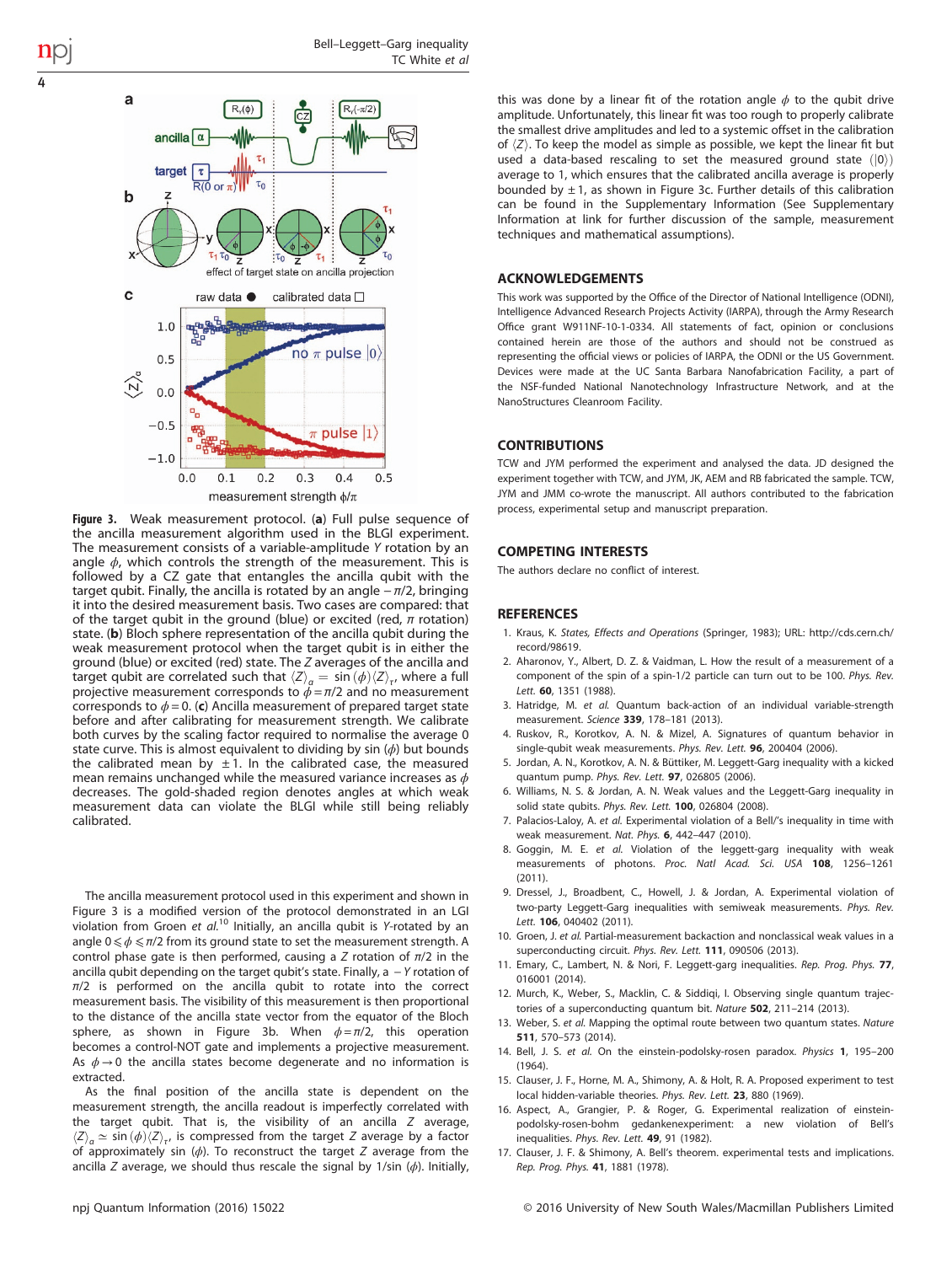**Figure 3.** Weak measurement protocol. (**a**) Full pulse sequence of the ancilla measurement algorithm used in the BLGI experiment. The measurement consists of a variable-amplitude $Y$ rotation by an angle $\phi$, which controls the strength of the measurement. This is followed by a CZ gate that entangles the ancilla qubit with the target qubit. Finally, the ancilla is rotated by an angle $-\pi/2$, bringing it into the desired measurement basis. Two cases are compared: that of the target qubit in the ground (blue) or excited (red, $\pi$ rotation) state. (**b**) Bloch sphere representation of the ancilla qubit during the weak measurement protocol when the target qubit is in either the ground (blue) or excited (red) state. The $Z$ averages of the ancilla and target qubit are correlated such that $\langle Z \rangle_a = \sin(\phi)\langle Z \rangle_{\tau}$, where a full projective measurement corresponds to $\phi = \pi/2$ and no measurement corresponds to $\phi = 0$. (**c**) Ancilla measurement of prepared target state before and after calibrating for measurement strength. We calibrate both curves by the scaling factor required to normalise the average 0 state curve. This is almost equivalent to dividing by $\sin(\phi)$ but bounds the calibrated mean by $\pm 1$. In the calibrated case, the measured mean remains unchanged while the measured variance increases as $\phi$ decreases. The gold-shaded region denotes angles at which weak measurement data can violate the BLGI while still being reliably calibrated.

The ancilla measurement protocol used in this experiment and shown in Figure 3 is a modified version of the protocol demonstrated in an LGI violation from Groen *et al.*[10] Initially, an ancilla qubit is $Y$-rotated by an angle $0 \leqslant \phi \leqslant \pi/2$ from its ground state to set the measurement strength. A control phase gate is then performed, causing a $Z$ rotation of $\pi/2$ in the ancilla qubit depending on the target qubit's state. Finally, a $-Y$ rotation of $\pi/2$ is performed on the ancilla qubit to rotate into the correct measurement basis. The visibility of this measurement is then proportional to the distance of the ancilla state vector from the equator of the Bloch sphere, as shown in Figure 3b. When $\phi = \pi/2$, this operation becomes a control-NOT gate and implements a projective measurement. As $\phi \to 0$ the ancilla states become degenerate and no information is extracted.

As the final position of the ancilla state is dependent on the measurement strength, the ancilla readout is imperfectly correlated with the target qubit. That is, the visibility of an ancilla $Z$ average, $\langle Z \rangle_a \simeq \sin(\phi)\langle Z \rangle_{\tau}$, is compressed from the target $Z$ average by a factor of approximately $\sin(\phi)$. To reconstruct the target $Z$ average from the ancilla $Z$ average, we should thus rescale the signal by $1/\sin(\phi)$. Initially, this was done by a linear fit of the rotation angle $\phi$ to the qubit drive amplitude. Unfortunately, this linear fit was too rough to properly calibrate the smallest drive amplitudes and led to a systemic offset in the calibration of $\langle Z \rangle$. To keep the model as simple as possible, we kept the linear fit but used a data-based rescaling to set the measured ground state ($|0\rangle$) average to 1, which ensures that the calibrated ancilla average is properly bounded by $\pm 1$, as shown in Figure 3c. Further details of this calibration can be found in the Supplementary Information (See Supplementary Information at link for further discussion of the sample, measurement techniques and mathematical assumptions).

## ACKNOWLEDGEMENTS

This work was supported by the Office of the Director of National Intelligence (ODNI), Intelligence Advanced Research Projects Activity (IARPA), through the Army Research Office grant W911NF-10-1-0334. All statements of fact, opinion or conclusions contained herein are those of the authors and should not be construed as representing the official views or policies of IARPA, the ODNI or the US Government. Devices were made at the UC Santa Barbara Nanofabrication Facility, a part of the NSF-funded National Nanotechnology Infrastructure Network, and at the NanoStructures Cleanroom Facility.

## CONTRIBUTIONS

TCW and JYM performed the experiment and analysed the data. JD designed the experiment together with TCW, and JYM, JK, AEM and RB fabricated the sample. TCW, JYM and JMM co-wrote the manuscript. All authors contributed to the fabrication process, experimental setup and manuscript preparation.

## COMPETING INTERESTS

The authors declare no conflict of interest.

## REFERENCES

1. Kraus, K. *States, Effects and Operations* (Springer, 1983); URL: http://cds.cern.ch/record/98619.
2. Aharonov, Y., Albert, D. Z. & Vaidman, L. How the result of a measurement of a component of the spin of a spin-1/2 particle can turn out to be 100. *Phys. Rev. Lett.* **60**, 1351 (1988).
3. Hatridge, M. *et al.* Quantum back-action of an individual variable-strength measurement. *Science* **339**, 178–181 (2013).
4. Ruskov, R., Korotkov, A. N. & Mizel, A. Signatures of quantum behavior in single-qubit weak measurements. *Phys. Rev. Lett.* **96**, 200404 (2006).
5. Jordan, A. N., Korotkov, A. N. & Büttiker, M. Leggett-Garg inequality with a kicked quantum pump. *Phys. Rev. Lett.* **97**, 026805 (2006).
6. Williams, N. S. & Jordan, A. N. Weak values and the Leggett-Garg inequality in solid state qubits. *Phys. Rev. Lett.* **100**, 026804 (2008).
7. Palacios-Laloy, A. *et al.* Experimental violation of a Bell's inequality in time with weak measurement. *Nat. Phys.* **6**, 442–447 (2010).
8. Goggin, M. E. *et al.* Violation of the leggett-garg inequality with weak measurements of photons. *Proc. Natl Acad. Sci. USA* **108**, 1256–1261 (2011).
9. Dressel, J., Broadbent, C., Howell, J. & Jordan, A. Experimental violation of two-party Leggett-Garg inequalities with semiweak measurements. *Phys. Rev. Lett.* **106**, 040402 (2011).
10. Groen, J. *et al.* Partial-measurement backaction and nonclassical weak values in a superconducting circuit. *Phys. Rev. Lett.* **111**, 090506 (2013).
11. Emary, C., Lambert, N. & Nori, F. Leggett-garg inequalities. *Rep. Prog. Phys.* **77**, 016001 (2014).
12. Murch, K., Weber, S., Macklin, C. & Siddiqi, I. Observing single quantum trajectories of a superconducting quantum bit. *Nature* **502**, 211–214 (2013).
13. Weber, S. *et al.* Mapping the optimal route between two quantum states. *Nature* **511**, 570–573 (2014).
14. Bell, J. S. *et al.* On the einstein-podolsky-rosen paradox. *Physics* **1**, 195–200 (1964).
15. Clauser, J. F., Horne, M. A., Shimony, A. & Holt, R. A. Proposed experiment to test local hidden-variable theories. *Phys. Rev. Lett.* **23**, 880 (1969).
16. Aspect, A., Grangier, P. & Roger, G. Experimental realization of einstein-podolsky-rosen-bohm gedankenexperiment: a new violation of Bell's inequalities. *Phys. Rev. Lett.* **49**, 91 (1982).
17. Clauser, J. F. & Shimony, A. Bell's theorem. experimental tests and implications. *Rep. Prog. Phys.* **41**, 1881 (1978).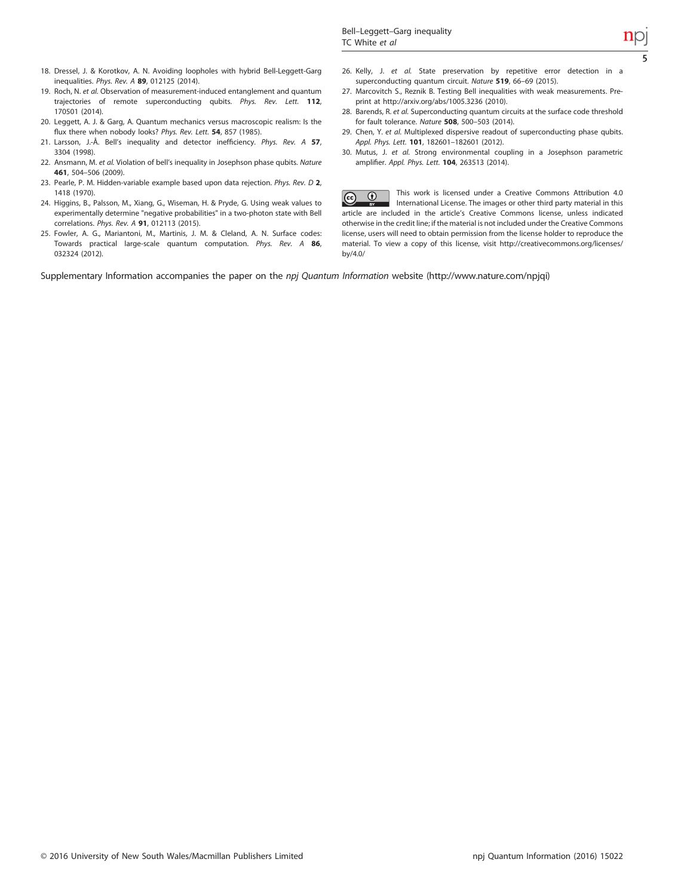18. Dressel, J. & Korotkov, A. N. Avoiding loopholes with hybrid Bell-Leggett-Garg inequalities. *Phys. Rev. A* **89**, 012125 (2014).
19. Roch, N. *et al.* Observation of measurement-induced entanglement and quantum trajectories of remote superconducting qubits. *Phys. Rev. Lett.* **112**, 170501 (2014).
20. Leggett, A. J. & Garg, A. Quantum mechanics versus macroscopic realism: Is the flux there when nobody looks? *Phys. Rev. Lett.* **54**, 857 (1985).
21. Larsson, J.-Å. Bell's inequality and detector inefficiency. *Phys. Rev. A* **57**, 3304 (1998).
22. Ansmann, M. *et al.* Violation of bell's inequality in Josephson phase qubits. *Nature* **461**, 504–506 (2009).
23. Pearle, P. M. Hidden-variable example based upon data rejection. *Phys. Rev. D* **2**, 1418 (1970).
24. Higgins, B., Palsson, M., Xiang, G., Wiseman, H. & Pryde, G. Using weak values to experimentally determine "negative probabilities" in a two-photon state with Bell correlations. *Phys. Rev. A* **91**, 012113 (2015).
25. Fowler, A. G., Mariantoni, M., Martinis, J. M. & Cleland, A. N. Surface codes: Towards practical large-scale quantum computation. *Phys. Rev. A* **86**, 032324 (2012).
26. Kelly, J. *et al.* State preservation by repetitive error detection in a superconducting quantum circuit. *Nature* **519**, 66–69 (2015).
27. Marcovitch S., Reznik B. Testing Bell inequalities with weak measurements. Preprint at http://arxiv.org/abs/1005.3236 (2010).
28. Barends, R. *et al.* Superconducting quantum circuits at the surface code threshold for fault tolerance. *Nature* **508**, 500–503 (2014).
29. Chen, Y. *et al.* Multiplexed dispersive readout of superconducting phase qubits. *Appl. Phys. Lett.* **101**, 182601–182601 (2012).
30. Mutus, J. *et al.* Strong environmental coupling in a Josephson parametric amplifier. *Appl. Phys. Lett.* **104**, 263513 (2014).

This work is licensed under a Creative Commons Attribution 4.0 International License. The images or other third party material in this article are included in the article's Creative Commons license, unless indicated otherwise in the credit line; if the material is not included under the Creative Commons license, users will need to obtain permission from the license holder to reproduce the material. To view a copy of this license, visit http://creativecommons.org/licenses/by/4.0/

Supplementary Information accompanies the paper on the *npj Quantum Information* website (http://www.nature.com/npjqi)